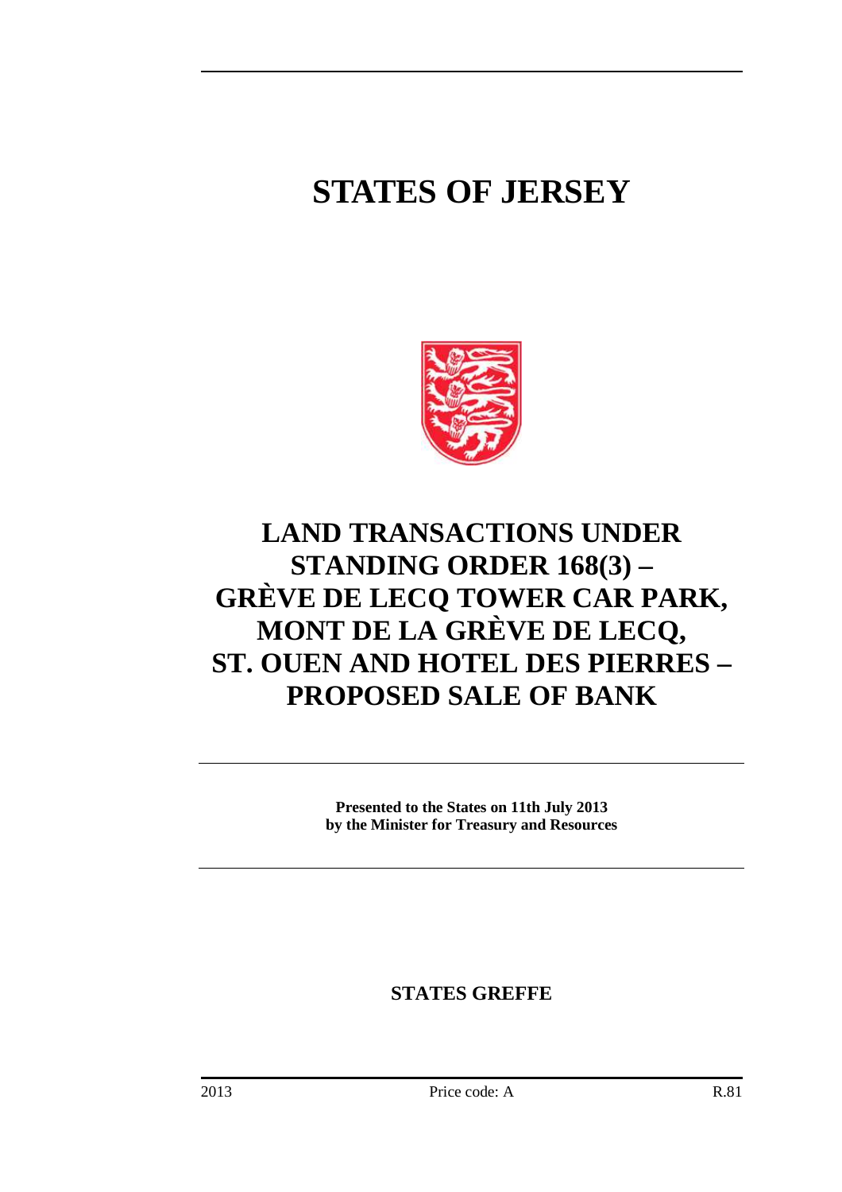# STATES OF JERSEY

# LAND TRANSACTIONS UNDER STANDING ORDER 168(3) – GRÈVE DE LECQ TOWER CAR PARK, MONT DE LA GRÈVE DE LECQ, ST. OUEN AND HOTEL DES PIERRES – PROPOSED SALE OF BANK

**Presented to the States on 11th July 2013 by the Minister for Treasury and Resources**

**STATES GREFFE**

2013 Price code: A R.81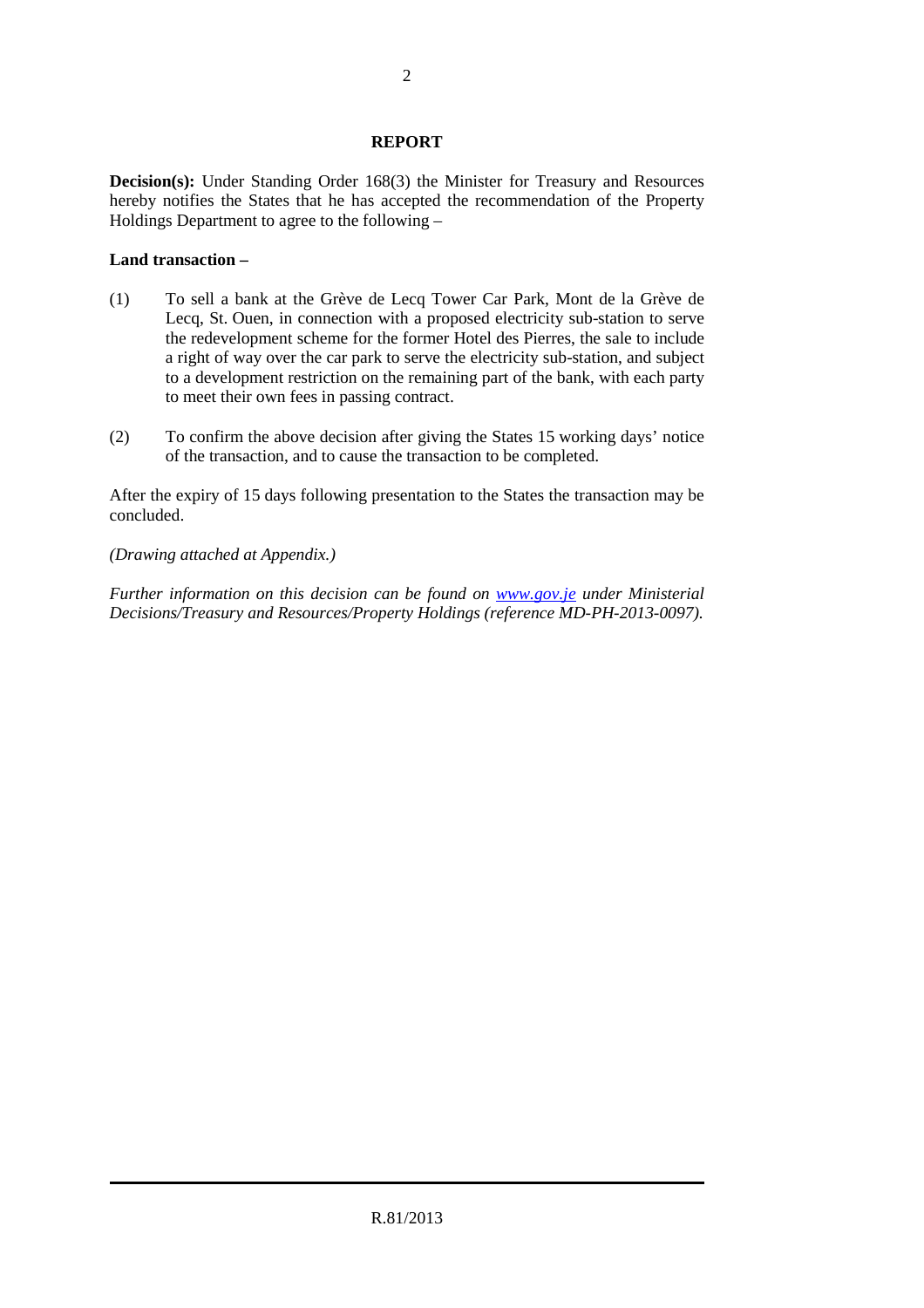# REPORT

**Decision(s):** Under Standing Order 168(3) the Minister for Treasury and Resources hereby notifies the States that he has accepted the recommendation of the Property Holdings Department to agree to the following –

**Land transaction –**

(1) To sell a bank at the Grève de Lecq Tower Car Park, Mont de la Grève de Lecq, St. Ouen, in connection with a proposed electricity sub-station to serve the redevelopment scheme for the former Hotel des Pierres, the sale to include a right of way over the car park to serve the electricity sub-station, and subject to a development restriction on the remaining part of the bank, with each party to meet their own fees in passing contract.

(2) To confirm the above decision after giving the States 15 working days' notice of the transaction, and to cause the transaction to be completed.

After the expiry of 15 days following presentation to the States the transaction may be concluded.

*(Drawing attached at Appendix.)*

*Further information on this decision can be found on [www.gov.je](http://www.gov.je) under Ministerial Decisions/Treasury and Resources/Property Holdings (reference MD-PH-2013-0097).*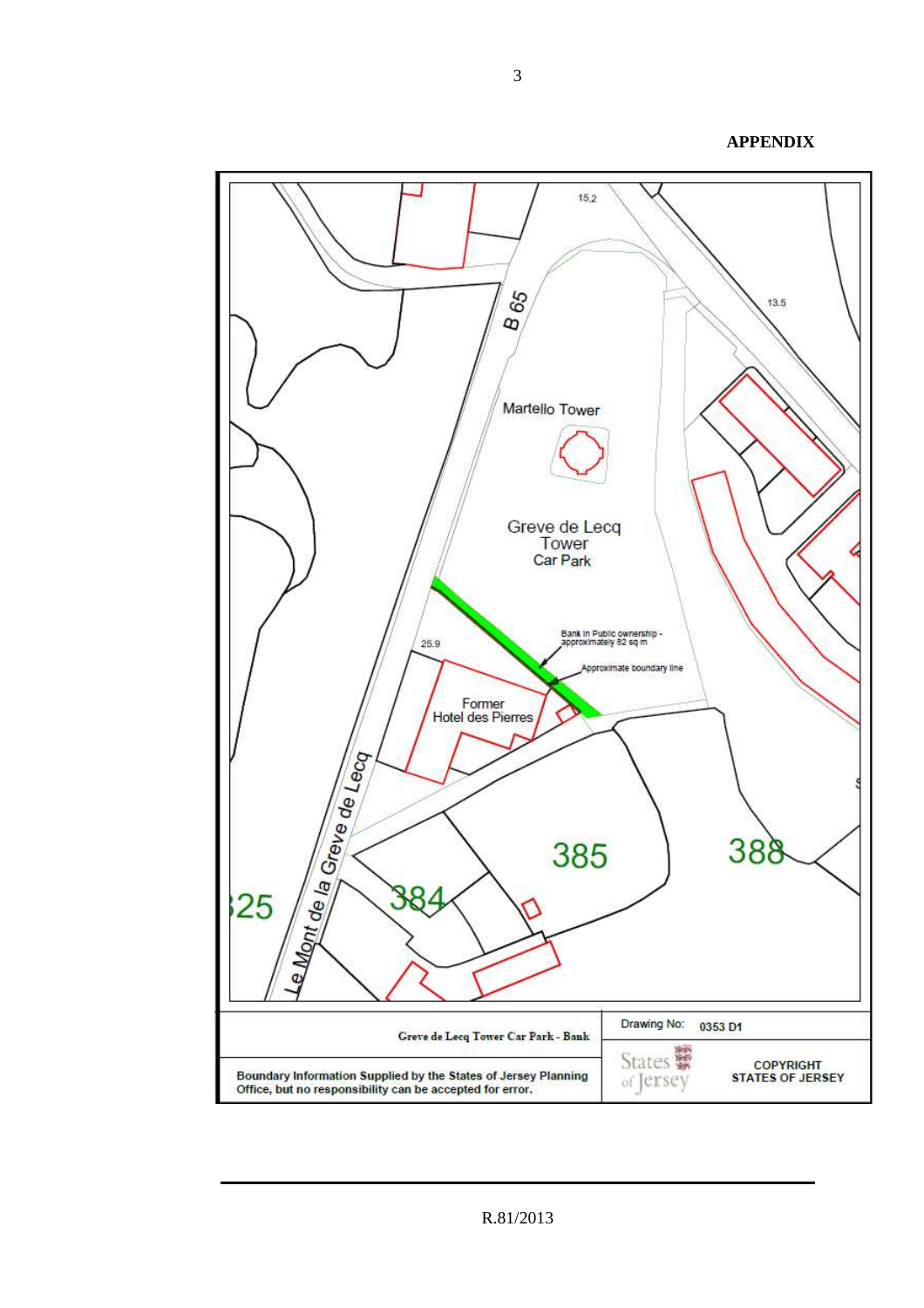**APPENDIX**

15.2

13.5

B 65

Martello Tower

Greve de Lecq Tower Car Park

Bank in Public ownership - approximately 82 sq m

Approximate boundary line

25.9

Former Hotel des Pierres

Le Mont de la Greve de Lecq

385

388

384

325

| | |
|---|---|
| Greve de Lecq Tower Car Park - Bank | Drawing No: 0353 D1 |
| Boundary Information Supplied by the States of Jersey Planning Office, but no responsibility can be accepted for error. | States of Jersey — COPYRIGHT STATES OF JERSEY |

R.81/2013